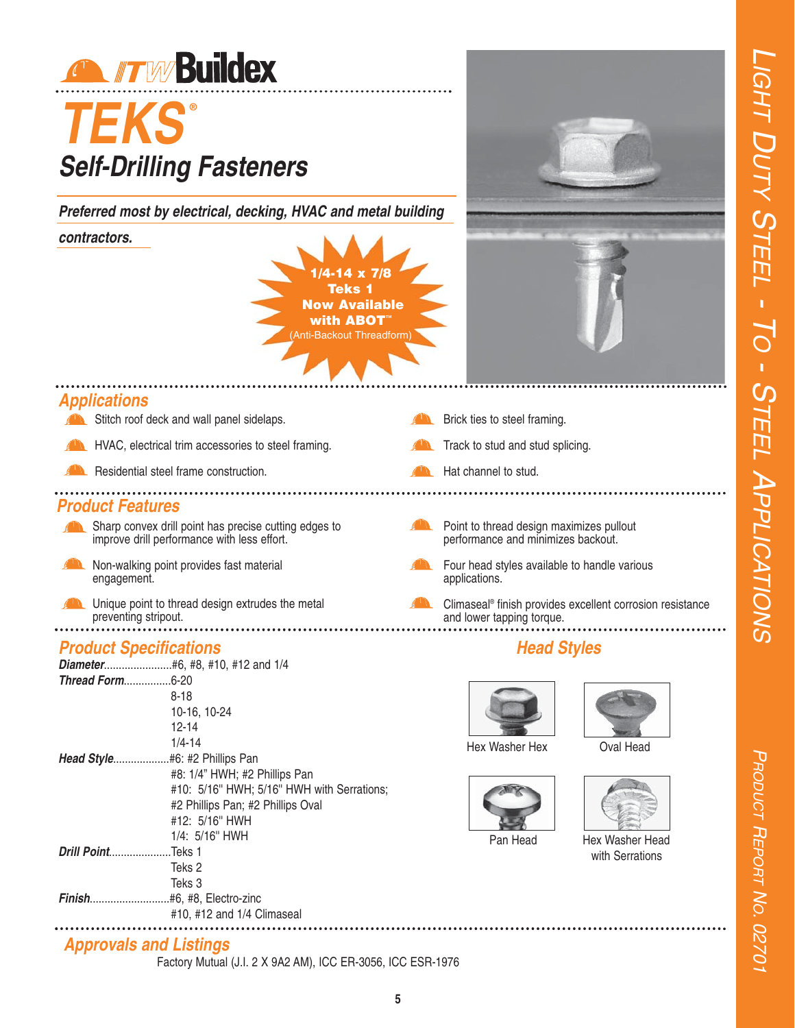ITW Buildex

# TEKS®

## Self-Drilling Fasteners

***Preferred most by electrical, decking, HVAC and metal building contractors.***

**1/4-14 x 7/8 Teks 1 Now Available with ABOT™** (Anti-Backout Threadform)

LIGHT DUTY STEEL - TO - STEEL APPLICATIONS

PRODUCT REPORT NO. 02701

## Applications

- Stitch roof deck and wall panel sidelaps.
- HVAC, electrical trim accessories to steel framing.
- Residential steel frame construction.
- Brick ties to steel framing.
- Track to stud and stud splicing.
- Hat channel to stud.

## Product Features

- Sharp convex drill point has precise cutting edges to improve drill performance with less effort.
- Non-walking point provides fast material engagement.
- Unique point to thread design extrudes the metal preventing stripout.
- Point to thread design maximizes pullout performance and minimizes backout.
- Four head styles available to handle various applications.
- Climaseal® finish provides excellent corrosion resistance and lower tapping torque.

## Product Specifications

***Diameter***.......................#6, #8, #10, #12 and 1/4

***Thread Form***................6-20
8-18
10-16, 10-24
12-14
1/4-14

***Head Style***...................#6: #2 Phillips Pan
#8: 1/4" HWH; #2 Phillips Pan
#10: 5/16" HWH; 5/16" HWH with Serrations; #2 Phillips Pan; #2 Phillips Oval
#12: 5/16" HWH
1/4: 5/16" HWH

***Drill Point***.....................Teks 1
Teks 2
Teks 3

***Finish***...........................#6, #8, Electro-zinc
#10, #12 and 1/4 Climaseal

## Head Styles

Hex Washer Hex

Oval Head

Pan Head

Hex Washer Head with Serrations

## Approvals and Listings

Factory Mutual (J.I. 2 X 9A2 AM), ICC ER-3056, ICC ESR-1976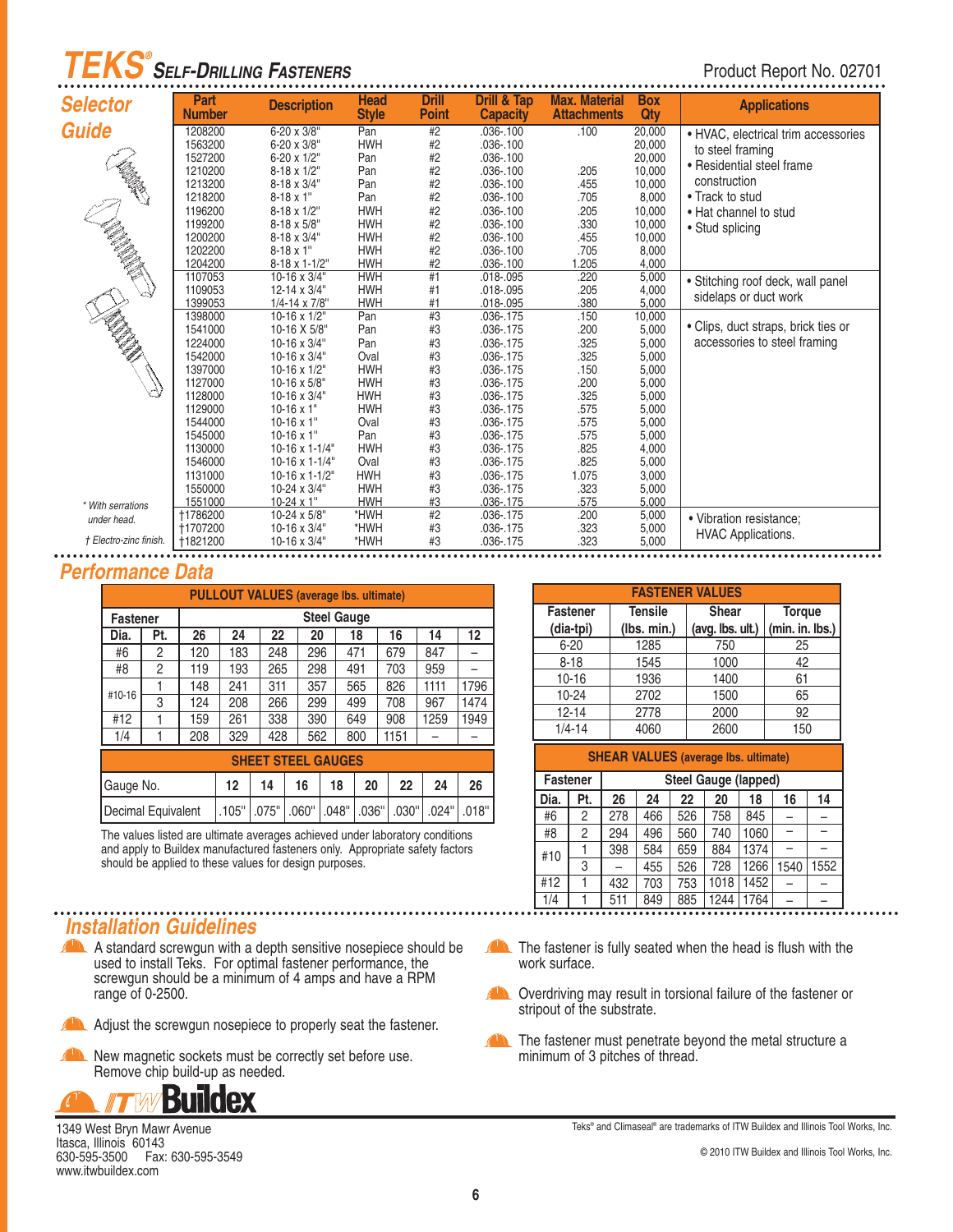# TEKS® Self-Drilling Fasteners

Product Report No. 02701

## Selector Guide

| Part Number | Description | Head Style | Drill Point | Drill & Tap Capacity | Max. Material Attachments | Box Qty | Applications |
|---|---|---|---|---|---|---|---|
| 1208200 | 6-20 x 3/8" | Pan | #2 | .036-.100 | .100 | 20,000 | • HVAC, electrical trim accessories to steel framing • Residential steel frame construction • Track to stud • Hat channel to stud • Stud splicing |
| 1563200 | 6-20 x 3/8" | HWH | #2 | .036-.100 | | 20,000 | |
| 1527200 | 6-20 x 1/2" | Pan | #2 | .036-.100 | | 20,000 | |
| 1210200 | 8-18 x 1/2" | Pan | #2 | .036-.100 | .205 | 10,000 | |
| 1213200 | 8-18 x 3/4" | Pan | #2 | .036-.100 | .455 | 10,000 | |
| 1218200 | 8-18 x 1" | Pan | #2 | .036-.100 | .705 | 8,000 | |
| 1196200 | 8-18 x 1/2" | HWH | #2 | .036-.100 | .205 | 10,000 | |
| 1199200 | 8-18 x 5/8" | HWH | #2 | .036-.100 | .330 | 10,000 | |
| 1200200 | 8-18 x 3/4" | HWH | #2 | .036-.100 | .455 | 10,000 | |
| 1202200 | 8-18 x 1" | HWH | #2 | .036-.100 | .705 | 8,000 | |
| 1204200 | 8-18 x 1-1/2" | HWH | #2 | .036-.100 | 1.205 | 4,000 | |
| 1107053 | 10-16 x 3/4" | HWH | #1 | .018-.095 | .220 | 5,000 | • Stitching roof deck, wall panel sidelaps or duct work |
| 1109053 | 12-14 x 3/4" | HWH | #1 | .018-.095 | .205 | 4,000 | |
| 1399053 | 1/4-14 x 7/8" | HWH | #1 | .018-.095 | .380 | 5,000 | |
| 1398000 | 10-16 x 1/2" | Pan | #3 | .036-.175 | .150 | 10,000 | • Clips, duct straps, brick ties or accessories to steel framing |
| 1541000 | 10-16 X 5/8" | Pan | #3 | .036-.175 | .200 | 5,000 | |
| 1224000 | 10-16 x 3/4" | Pan | #3 | .036-.175 | .325 | 5,000 | |
| 1542000 | 10-16 x 3/4" | Oval | #3 | .036-.175 | .325 | 5,000 | |
| 1397000 | 10-16 x 1/2" | HWH | #3 | .036-.175 | .150 | 5,000 | |
| 1127000 | 10-16 x 5/8" | HWH | #3 | .036-.175 | .200 | 5,000 | |
| 1128000 | 10-16 x 3/4" | HWH | #3 | .036-.175 | .325 | 5,000 | |
| 1129000 | 10-16 x 1" | HWH | #3 | .036-.175 | .575 | 5,000 | |
| 1544000 | 10-16 x 1" | Oval | #3 | .036-.175 | .575 | 5,000 | |
| 1545000 | 10-16 x 1" | Pan | #3 | .036-.175 | .575 | 5,000 | |
| 1130000 | 10-16 x 1-1/4" | HWH | #3 | .036-.175 | .825 | 4,000 | |
| 1546000 | 10-16 x 1-1/4" | Oval | #3 | .036-.175 | .825 | 5,000 | |
| 1131000 | 10-16 x 1-1/2" | HWH | #3 | .036-.175 | 1.075 | 3,000 | |
| 1550000 | 10-24 x 3/4" | HWH | #3 | .036-.175 | .323 | 5,000 | |
| 1551000 | 10-24 x 1" | HWH | #3 | .036-.175 | .575 | 5,000 | |
| †1786200 | 10-24 x 5/8" | *HWH | #2 | .036-.175 | .200 | 5,000 | • Vibration resistance; HVAC Applications. |
| †1707200 | 10-16 x 3/4" | *HWH | #3 | .036-.175 | .323 | 5,000 | |
| †1821200 | 10-16 x 3/4" | *HWH | #3 | .036-.175 | .323 | 5,000 | |

\* With serrations under head.

† Electro-zinc finish.

## Performance Data

**PULLOUT VALUES (average lbs. ultimate)**

| Fastener Dia. | Pt. | 26 | 24 | 22 | 20 | 18 | 16 | 14 | 12 |
|---|---|---|---|---|---|---|---|---|---|
| | | **Steel Gauge** | | | | | | | |
| #6 | 2 | 120 | 183 | 248 | 296 | 471 | 679 | 847 | – |
| #8 | 2 | 119 | 193 | 265 | 298 | 491 | 703 | 959 | – |
| #10-16 | 1 | 148 | 241 | 311 | 357 | 565 | 826 | 1111 | 1796 |
| #10-16 | 3 | 124 | 208 | 266 | 299 | 499 | 708 | 967 | 1474 |
| #12 | 1 | 159 | 261 | 338 | 390 | 649 | 908 | 1259 | 1949 |
| 1/4 | 1 | 208 | 329 | 428 | 562 | 800 | 1151 | – | – |

**SHEET STEEL GAUGES**

| Gauge No. | 12 | 14 | 16 | 18 | 20 | 22 | 24 | 26 |
|---|---|---|---|---|---|---|---|---|
| Decimal Equivalent | .105" | .075" | .060" | .048" | .036" | .030" | .024" | .018" |

The values listed are ultimate averages achieved under laboratory conditions and apply to Buildex manufactured fasteners only. Appropriate safety factors should be applied to these values for design purposes.

**FASTENER VALUES**

| Fastener (dia-tpi) | Tensile (lbs. min.) | Shear (avg. lbs. ult.) | Torque (min. in. lbs.) |
|---|---|---|---|
| 6-20 | 1285 | 750 | 25 |
| 8-18 | 1545 | 1000 | 42 |
| 10-16 | 1936 | 1400 | 61 |
| 10-24 | 2702 | 1500 | 65 |
| 12-14 | 2778 | 2000 | 92 |
| 1/4-14 | 4060 | 2600 | 150 |

**SHEAR VALUES (average lbs. ultimate)**

| Fastener Dia. | Pt. | 26 | 24 | 22 | 20 | 18 | 16 | 14 |
|---|---|---|---|---|---|---|---|---|
| | | **Steel Gauge (lapped)** | | | | | | |
| #6 | 2 | 278 | 466 | 526 | 758 | 845 | – | – |
| #8 | 2 | 294 | 496 | 560 | 740 | 1060 | – | – |
| #10 | 1 | 398 | 584 | 659 | 884 | 1374 | – | – |
| #10 | 3 | – | 455 | 526 | 728 | 1266 | 1540 | 1552 |
| #12 | 1 | 432 | 703 | 753 | 1018 | 1452 | – | – |
| 1/4 | 1 | 511 | 849 | 885 | 1244 | 1764 | – | – |

## Installation Guidelines

- A standard screwgun with a depth sensitive nosepiece should be used to install Teks. For optimal fastener performance, the screwgun should be a minimum of 4 amps and have a RPM range of 0-2500.
- Adjust the screwgun nosepiece to properly seat the fastener.
- New magnetic sockets must be correctly set before use. Remove chip build-up as needed.
- The fastener is fully seated when the head is flush with the work surface.
- Overdriving may result in torsional failure of the fastener or stripout of the substrate.
- The fastener must penetrate beyond the metal structure a minimum of 3 pitches of thread.

**ITW Buildex**

1349 West Bryn Mawr Avenue
Itasca, Illinois 60143
630-595-3500 Fax: 630-595-3549
www.itwbuildex.com

Teks® and Climaseal® are trademarks of ITW Buildex and Illinois Tool Works, Inc.

© 2010 ITW Buildex and Illinois Tool Works, Inc.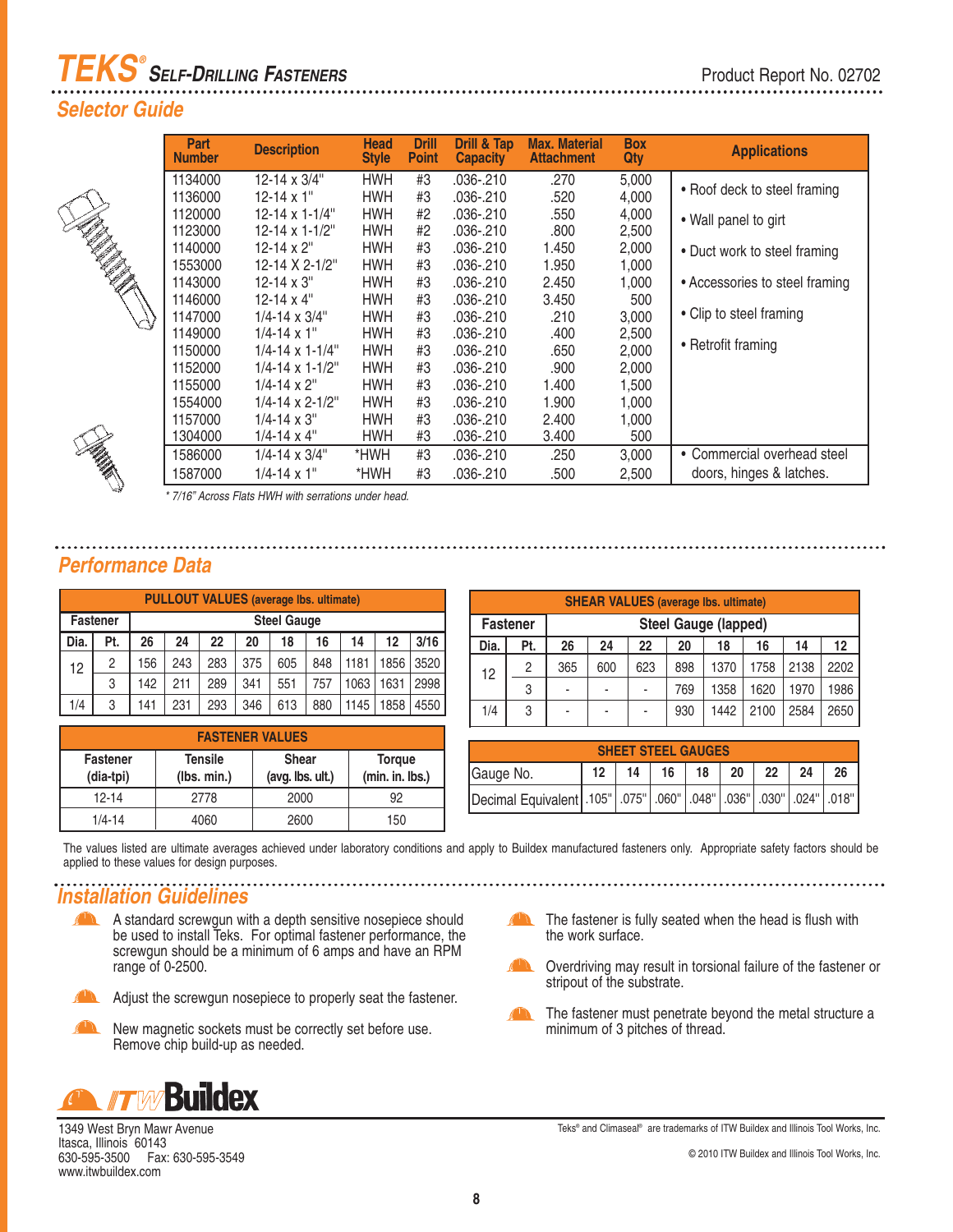# TEKS® SELF-DRILLING FASTENERS

Product Report No. 02702

## Selector Guide

| Part Number | Description | Head Style | Drill Point | Drill & Tap Capacity | Max. Material Attachment | Box Qty | Applications |
|---|---|---|---|---|---|---|---|
| 1134000 | 12-14 x 3/4" | HWH | #3 | .036-.210 | .270 | 5,000 | • Roof deck to steel framing<br>• Wall panel to girt<br>• Duct work to steel framing<br>• Accessories to steel framing<br>• Clip to steel framing<br>• Retrofit framing |
| 1136000 | 12-14 x 1" | HWH | #3 | .036-.210 | .520 | 4,000 | |
| 1120000 | 12-14 x 1-1/4" | HWH | #2 | .036-.210 | .550 | 4,000 | |
| 1123000 | 12-14 x 1-1/2" | HWH | #2 | .036-.210 | .800 | 2,500 | |
| 1140000 | 12-14 x 2" | HWH | #3 | .036-.210 | 1.450 | 2,000 | |
| 1553000 | 12-14 X 2-1/2" | HWH | #3 | .036-.210 | 1.950 | 1,000 | |
| 1143000 | 12-14 x 3" | HWH | #3 | .036-.210 | 2.450 | 1,000 | |
| 1146000 | 12-14 x 4" | HWH | #3 | .036-.210 | 3.450 | 500 | |
| 1147000 | 1/4-14 x 3/4" | HWH | #3 | .036-.210 | .210 | 3,000 | |
| 1149000 | 1/4-14 x 1" | HWH | #3 | .036-.210 | .400 | 2,500 | |
| 1150000 | 1/4-14 x 1-1/4" | HWH | #3 | .036-.210 | .650 | 2,000 | |
| 1152000 | 1/4-14 x 1-1/2" | HWH | #3 | .036-.210 | .900 | 2,000 | |
| 1155000 | 1/4-14 x 2" | HWH | #3 | .036-.210 | 1.400 | 1,500 | |
| 1554000 | 1/4-14 x 2-1/2" | HWH | #3 | .036-.210 | 1.900 | 1,000 | |
| 1157000 | 1/4-14 x 3" | HWH | #3 | .036-.210 | 2.400 | 1,000 | |
| 1304000 | 1/4-14 x 4" | HWH | #3 | .036-.210 | 3.400 | 500 | |
| 1586000 | 1/4-14 x 3/4" | *HWH | #3 | .036-.210 | .250 | 3,000 | • Commercial overhead steel doors, hinges & latches. |
| 1587000 | 1/4-14 x 1" | *HWH | #3 | .036-.210 | .500 | 2,500 | |

*\* 7/16" Across Flats HWH with serrations under head.*

## Performance Data

**PULLOUT VALUES (average lbs. ultimate)**

| Fastener | | Steel Gauge | | | | | | | | |
|---|---|---|---|---|---|---|---|---|---|---|
| Dia. | Pt. | 26 | 24 | 22 | 20 | 18 | 16 | 14 | 12 | 3/16 |
| 12 | 2 | 156 | 243 | 283 | 375 | 605 | 848 | 1181 | 1856 | 3520 |
| 12 | 3 | 142 | 211 | 289 | 341 | 551 | 757 | 1063 | 1631 | 2998 |
| 1/4 | 3 | 141 | 231 | 293 | 346 | 613 | 880 | 1145 | 1858 | 4550 |

**SHEAR VALUES (average lbs. ultimate)**

| Fastener | | Steel Gauge (lapped) | | | | | | | |
|---|---|---|---|---|---|---|---|---|---|
| Dia. | Pt. | 26 | 24 | 22 | 20 | 18 | 16 | 14 | 12 |
| 12 | 2 | 365 | 600 | 623 | 898 | 1370 | 1758 | 2138 | 2202 |
| 12 | 3 | - | - | - | 769 | 1358 | 1620 | 1970 | 1986 |
| 1/4 | 3 | - | - | - | 930 | 1442 | 2100 | 2584 | 2650 |

**FASTENER VALUES**

| Fastener (dia-tpi) | Tensile (lbs. min.) | Shear (avg. lbs. ult.) | Torque (min. in. lbs.) |
|---|---|---|---|
| 12-14 | 2778 | 2000 | 92 |
| 1/4-14 | 4060 | 2600 | 150 |

**SHEET STEEL GAUGES**

| Gauge No. | 12 | 14 | 16 | 18 | 20 | 22 | 24 | 26 |
|---|---|---|---|---|---|---|---|---|
| Decimal Equivalent | .105" | .075" | .060" | .048" | .036" | .030" | .024" | .018" |

The values listed are ultimate averages achieved under laboratory conditions and apply to Buildex manufactured fasteners only. Appropriate safety factors should be applied to these values for design purposes.

## Installation Guidelines

- A standard screwgun with a depth sensitive nosepiece should be used to install Teks. For optimal fastener performance, the screwgun should be a minimum of 6 amps and have an RPM range of 0-2500.
- Adjust the screwgun nosepiece to properly seat the fastener.
- New magnetic sockets must be correctly set before use. Remove chip build-up as needed.
- The fastener is fully seated when the head is flush with the work surface.
- Overdriving may result in torsional failure of the fastener or stripout of the substrate.
- The fastener must penetrate beyond the metal structure a minimum of 3 pitches of thread.

ITW Buildex
1349 West Bryn Mawr Avenue
Itasca, Illinois 60143
630-595-3500 Fax: 630-595-3549
www.itwbuildex.com

Teks® and Climaseal® are trademarks of ITW Buildex and Illinois Tool Works, Inc.

© 2010 ITW Buildex and Illinois Tool Works, Inc.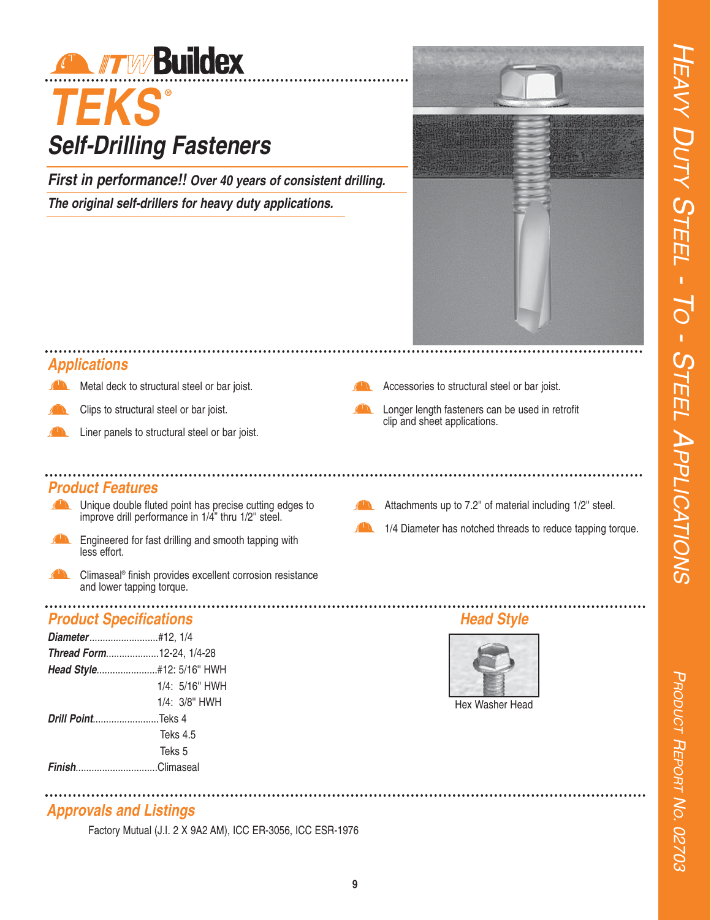# ITW Buildex

# TEKS®

## Self-Drilling Fasteners

***First in performance!! Over 40 years of consistent drilling.***

***The original self-drillers for heavy duty applications.***

## Applications

- Metal deck to structural steel or bar joist.
- Clips to structural steel or bar joist.
- Liner panels to structural steel or bar joist.
- Accessories to structural steel or bar joist.
- Longer length fasteners can be used in retrofit clip and sheet applications.

## Product Features

- Unique double fluted point has precise cutting edges to improve drill performance in 1/4" thru 1/2" steel.
- Engineered for fast drilling and smooth tapping with less effort.
- Climaseal® finish provides excellent corrosion resistance and lower tapping torque.
- Attachments up to 7.2" of material including 1/2" steel.
- 1/4 Diameter has notched threads to reduce tapping torque.

## Product Specifications

***Diameter***..........................#12, 1/4

***Thread Form***....................12-24, 1/4-28

***Head Style***.......................#12: 5/16" HWH
1/4: 5/16" HWH
1/4: 3/8" HWH

***Drill Point***.........................Teks 4
Teks 4.5
Teks 5

***Finish***...............................Climaseal

## Head Style

Hex Washer Head

## Approvals and Listings

Factory Mutual (J.I. 2 X 9A2 AM), ICC ER-3056, ICC ESR-1976

Heavy Duty Steel - To - Steel Applications

Product Report No. 02703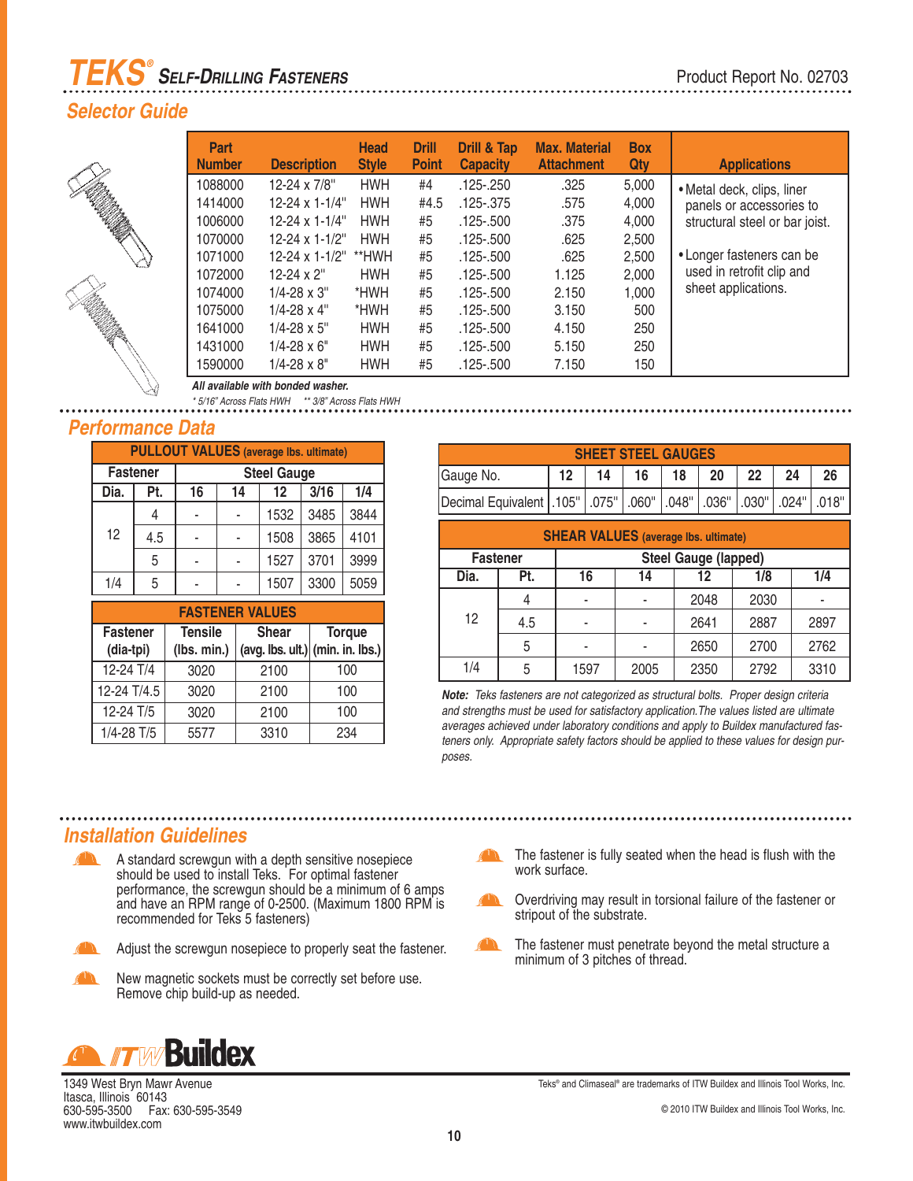# TEKS® Self-Drilling Fasteners

Product Report No. 02703

## Selector Guide

| Part Number | Description | Head Style | Drill Point | Drill & Tap Capacity | Max. Material Attachment | Box Qty | Applications |
|---|---|---|---|---|---|---|---|
| 1088000 | 12-24 x 7/8" | HWH | #4 | .125-.250 | .325 | 5,000 | • Metal deck, clips, liner panels or accessories to structural steel or bar joist. • Longer fasteners can be used in retrofit clip and sheet applications. |
| 1414000 | 12-24 x 1-1/4" | HWH | #4.5 | .125-.375 | .575 | 4,000 | |
| 1006000 | 12-24 x 1-1/4" | HWH | #5 | .125-.500 | .375 | 4,000 | |
| 1070000 | 12-24 x 1-1/2" | HWH | #5 | .125-.500 | .625 | 2,500 | |
| 1071000 | 12-24 x 1-1/2" | **HWH | #5 | .125-.500 | .625 | 2,500 | |
| 1072000 | 12-24 x 2" | HWH | #5 | .125-.500 | 1.125 | 2,000 | |
| 1074000 | 1/4-28 x 3" | *HWH | #5 | .125-.500 | 2.150 | 1,000 | |
| 1075000 | 1/4-28 x 4" | *HWH | #5 | .125-.500 | 3.150 | 500 | |
| 1641000 | 1/4-28 x 5" | HWH | #5 | .125-.500 | 4.150 | 250 | |
| 1431000 | 1/4-28 x 6" | HWH | #5 | .125-.500 | 5.150 | 250 | |
| 1590000 | 1/4-28 x 8" | HWH | #5 | .125-.500 | 7.150 | 150 | |

***All available with bonded washer.***

*\* 5/16" Across Flats HWH   \*\* 3/8" Across Flats HWH*

## Performance Data

**PULLOUT VALUES** (average lbs. ultimate)

| Fastener | | Steel Gauge | | | | |
|---|---|---|---|---|---|---|
| Dia. | Pt. | 16 | 14 | 12 | 3/16 | 1/4 |
| 12 | 4 | - | - | 1532 | 3485 | 3844 |
| | 4.5 | - | - | 1508 | 3865 | 4101 |
| | 5 | - | - | 1527 | 3701 | 3999 |
| 1/4 | 5 | - | - | 1507 | 3300 | 5059 |

**FASTENER VALUES**

| Fastener (dia-tpi) | Tensile (lbs. min.) | Shear (avg. lbs. ult.) | Torque (min. in. lbs.) |
|---|---|---|---|
| 12-24 T/4 | 3020 | 2100 | 100 |
| 12-24 T/4.5 | 3020 | 2100 | 100 |
| 12-24 T/5 | 3020 | 2100 | 100 |
| 1/4-28 T/5 | 5577 | 3310 | 234 |

**SHEET STEEL GAUGES**

| Gauge No. | 12 | 14 | 16 | 18 | 20 | 22 | 24 | 26 |
|---|---|---|---|---|---|---|---|---|
| Decimal Equivalent | .105" | .075" | .060" | .048" | .036" | .030" | .024" | .018" |

**SHEAR VALUES** (average lbs. ultimate)

| Fastener | | Steel Gauge (lapped) | | | | |
|---|---|---|---|---|---|---|
| Dia. | Pt. | 16 | 14 | 12 | 1/8 | 1/4 |
| 12 | 4 | - | - | 2048 | 2030 | - |
| | 4.5 | - | - | 2641 | 2887 | 2897 |
| | 5 | - | - | 2650 | 2700 | 2762 |
| 1/4 | 5 | 1597 | 2005 | 2350 | 2792 | 3310 |

*Note: Teks fasteners are not categorized as structural bolts. Proper design criteria and strengths must be used for satisfactory application. The values listed are ultimate averages achieved under laboratory conditions and apply to Buildex manufactured fasteners only. Appropriate safety factors should be applied to these values for design purposes.*

## Installation Guidelines

- A standard screwgun with a depth sensitive nosepiece should be used to install Teks. For optimal fastener performance, the screwgun should be a minimum of 6 amps and have an RPM range of 0-2500. (Maximum 1800 RPM is recommended for Teks 5 fasteners)
- Adjust the screwgun nosepiece to properly seat the fastener.
- New magnetic sockets must be correctly set before use. Remove chip build-up as needed.
- The fastener is fully seated when the head is flush with the work surface.
- Overdriving may result in torsional failure of the fastener or stripout of the substrate.
- The fastener must penetrate beyond the metal structure a minimum of 3 pitches of thread.

ITW Buildex

1349 West Bryn Mawr Avenue
Itasca, Illinois 60143
630-595-3500 Fax: 630-595-3549
www.itwbuildex.com

Teks® and Climaseal® are trademarks of ITW Buildex and Illinois Tool Works, Inc.

© 2010 ITW Buildex and Illinois Tool Works, Inc.